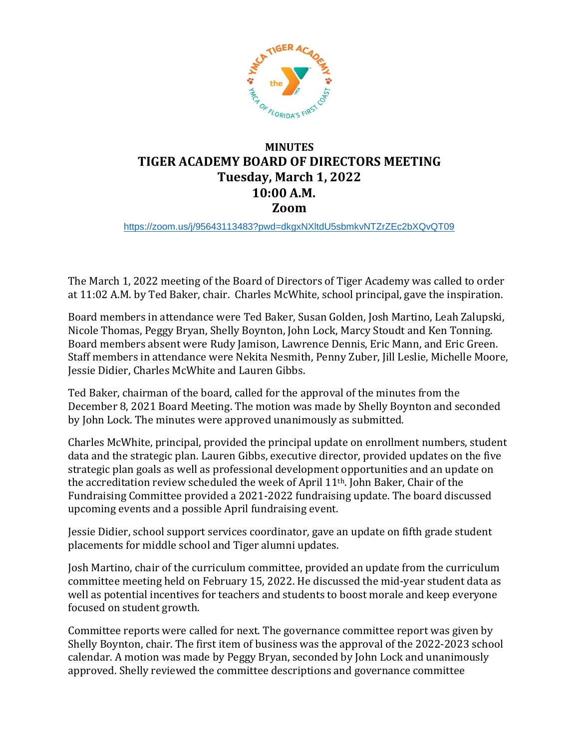# MINUTES
# TIGER ACADEMY BOARD OF DIRECTORS MEETING
## Tuesday, March 1, 2022
## 10:00 A.M.
## Zoom

https://zoom.us/j/95643113483?pwd=dkgxNXltdU5sbmkvNTZrZEc2bXQvQT09

The March 1, 2022 meeting of the Board of Directors of Tiger Academy was called to order at 11:02 A.M. by Ted Baker, chair. Charles McWhite, school principal, gave the inspiration.

Board members in attendance were Ted Baker, Susan Golden, Josh Martino, Leah Zalupski, Nicole Thomas, Peggy Bryan, Shelly Boynton, John Lock, Marcy Stoudt and Ken Tonning. Board members absent were Rudy Jamison, Lawrence Dennis, Eric Mann, and Eric Green. Staff members in attendance were Nekita Nesmith, Penny Zuber, Jill Leslie, Michelle Moore, Jessie Didier, Charles McWhite and Lauren Gibbs.

Ted Baker, chairman of the board, called for the approval of the minutes from the December 8, 2021 Board Meeting. The motion was made by Shelly Boynton and seconded by John Lock. The minutes were approved unanimously as submitted.

Charles McWhite, principal, provided the principal update on enrollment numbers, student data and the strategic plan. Lauren Gibbs, executive director, provided updates on the five strategic plan goals as well as professional development opportunities and an update on the accreditation review scheduled the week of April 11th. John Baker, Chair of the Fundraising Committee provided a 2021-2022 fundraising update. The board discussed upcoming events and a possible April fundraising event.

Jessie Didier, school support services coordinator, gave an update on fifth grade student placements for middle school and Tiger alumni updates.

Josh Martino, chair of the curriculum committee, provided an update from the curriculum committee meeting held on February 15, 2022. He discussed the mid-year student data as well as potential incentives for teachers and students to boost morale and keep everyone focused on student growth.

Committee reports were called for next. The governance committee report was given by Shelly Boynton, chair. The first item of business was the approval of the 2022-2023 school calendar. A motion was made by Peggy Bryan, seconded by John Lock and unanimously approved. Shelly reviewed the committee descriptions and governance committee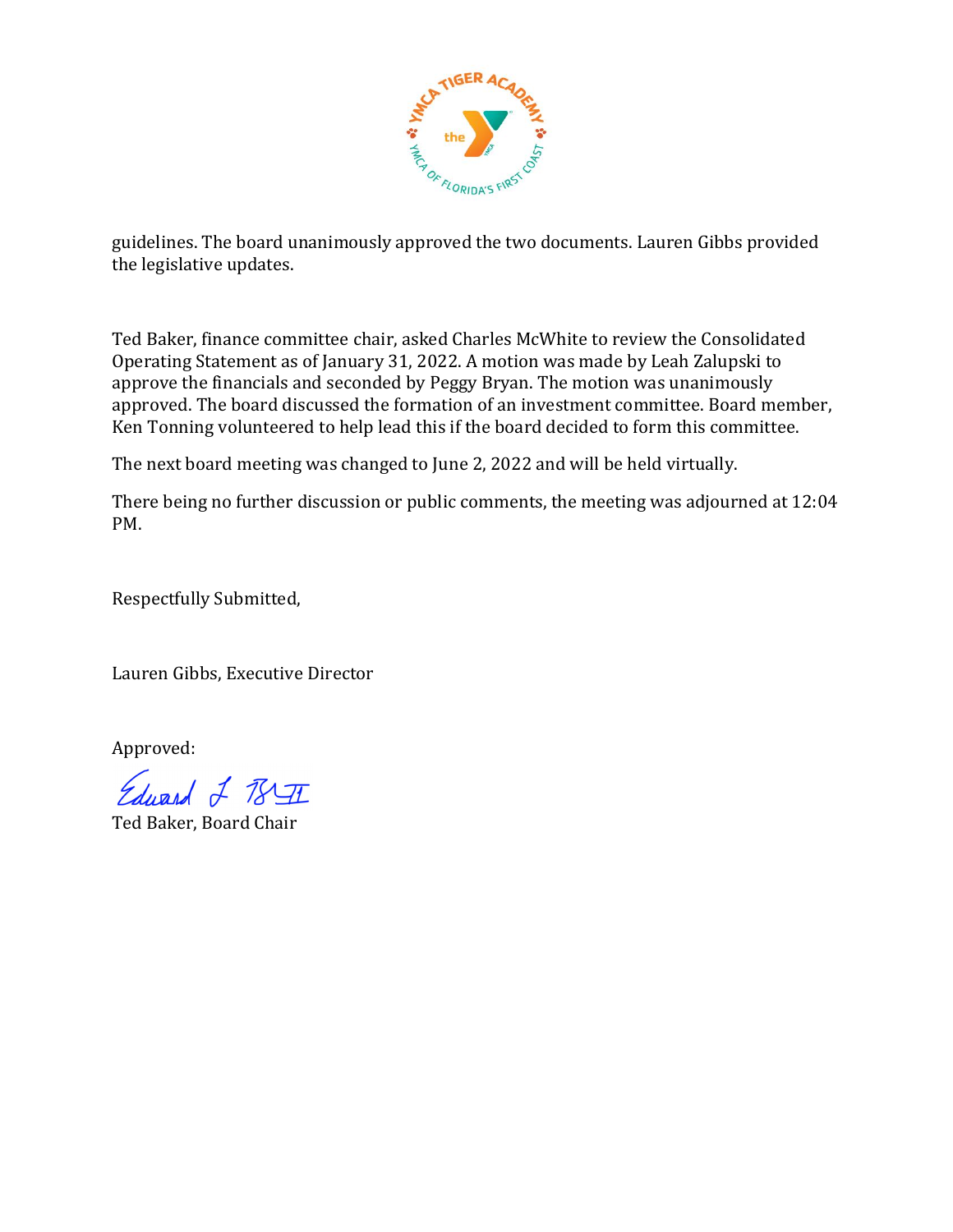guidelines. The board unanimously approved the two documents. Lauren Gibbs provided the legislative updates.

Ted Baker, finance committee chair, asked Charles McWhite to review the Consolidated Operating Statement as of January 31, 2022. A motion was made by Leah Zalupski to approve the financials and seconded by Peggy Bryan. The motion was unanimously approved. The board discussed the formation of an investment committee. Board member, Ken Tonning volunteered to help lead this if the board decided to form this committee.

The next board meeting was changed to June 2, 2022 and will be held virtually.

There being no further discussion or public comments, the meeting was adjourned at 12:04 PM.

Respectfully Submitted,

Lauren Gibbs, Executive Director

Approved:

Ted Baker, Board Chair